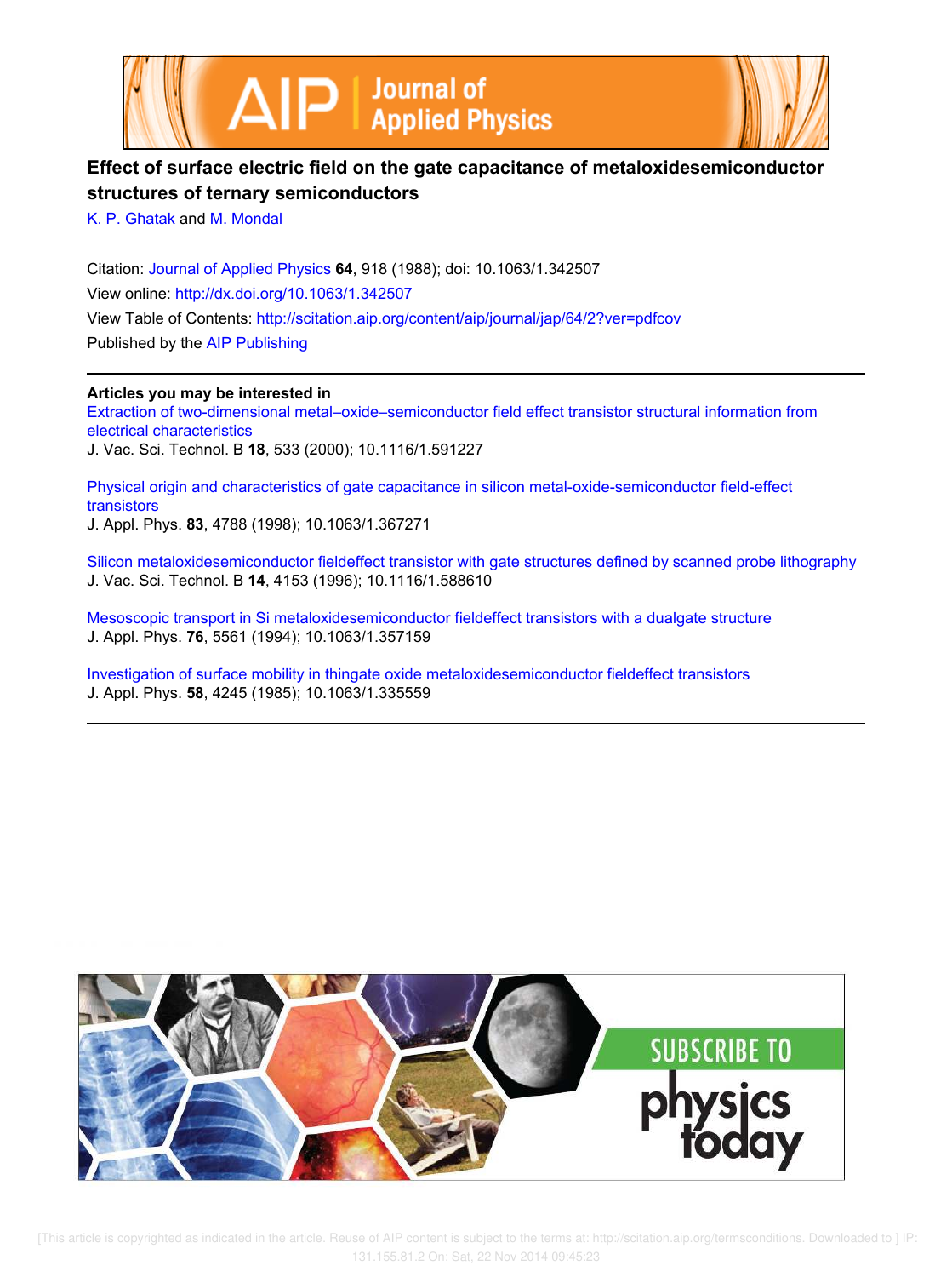# Effect of surface electric field on the gate capacitance of metaloxidesemiconductor structures of ternary semiconductors

K. P. Ghatak and M. Mondal

Citation: Journal of Applied Physics **64**, 918 (1988); doi: 10.1063/1.342507

View online: http://dx.doi.org/10.1063/1.342507

View Table of Contents: http://scitation.aip.org/content/aip/journal/jap/64/2?ver=pdfcov

Published by the AIP Publishing

## Articles you may be interested in

Extraction of two-dimensional metal–oxide–semiconductor field effect transistor structural information from electrical characteristics
J. Vac. Sci. Technol. B **18**, 533 (2000); 10.1116/1.591227

Physical origin and characteristics of gate capacitance in silicon metal-oxide-semiconductor field-effect transistors
J. Appl. Phys. **83**, 4788 (1998); 10.1063/1.367271

Silicon metaloxidesemiconductor fieldeffect transistor with gate structures defined by scanned probe lithography
J. Vac. Sci. Technol. B **14**, 4153 (1996); 10.1116/1.588610

Mesoscopic transport in Si metaloxidesemiconductor fieldeffect transistors with a dualgate structure
J. Appl. Phys. **76**, 5561 (1994); 10.1063/1.357159

Investigation of surface mobility in thingate oxide metaloxidesemiconductor fieldeffect transistors
J. Appl. Phys. **58**, 4245 (1985); 10.1063/1.335559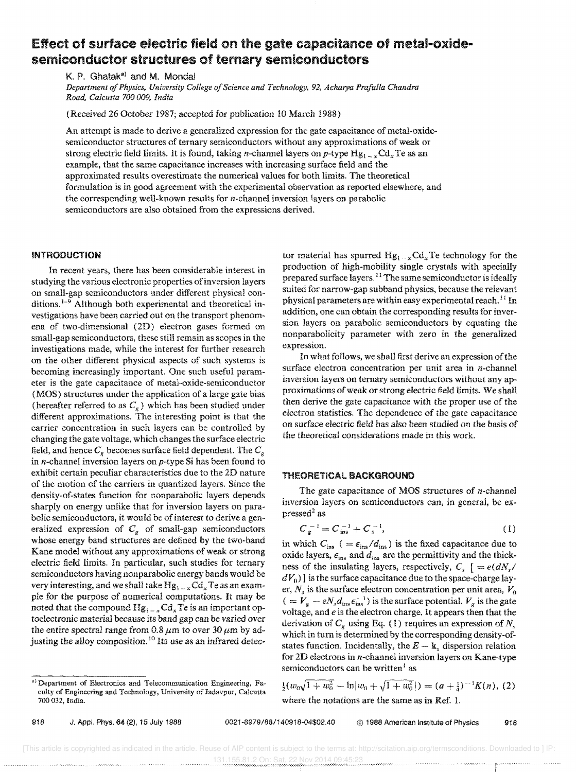# Effect of surface electric field on the gate capacitance of metal-oxide-semiconductor structures of ternary semiconductors

K. P. Ghatak[a] and M. Mondal

*Department of Physics, University College of Science and Technology, 92, Acharya Prafulla Chandra Road, Calcutta 700 009, India*

(Received 26 October 1987; accepted for publication 10 March 1988)

An attempt is made to derive a generalized expression for the gate capacitance of metal-oxide-semiconductor structures of ternary semiconductors without any approximations of weak or strong electric field limits. It is found, taking $n$-channel layers on $p$-type $Hg_{1-x}Cd_xTe$ as an example, that the same capacitance increases with increasing surface field and the approximated results overestimate the numerical values for both limits. The theoretical formulation is in good agreement with the experimental observation as reported elsewhere, and the corresponding well-known results for $n$-channel inversion layers on parabolic semiconductors are also obtained from the expressions derived.

## INTRODUCTION

In recent years, there has been considerable interest in studying the various electronic properties of inversion layers on small-gap semiconductors under different physical conditions.[1-9] Although both experimental and theoretical investigations have been carried out on the transport phenomena of two-dimensional (2D) electron gases formed on small-gap semiconductors, these still remain as scopes in the investigations made, while the interest for further research on the other different physical aspects of such systems is becoming increasingly important. One such useful parameter is the gate capacitance of metal-oxide-semiconductor (MOS) structures under the application of a large gate bias (hereafter referred to as $C_g$) which has been studied under different approximations. The interesting point is that the carrier concentration in such layers can be controlled by changing the gate voltage, which changes the surface electric field, and hence $C_g$ becomes surface field dependent. The $C_g$ in $n$-channel inversion layers on $p$-type Si has been found to exhibit certain peculiar characteristics due to the 2D nature of the motion of the carriers in quantized layers. Since the density-of-states function for nonparabolic layers depends sharply on energy unlike that for inversion layers on parabolic semiconductors, it would be of interest to derive a generalized expression of $C_g$ of small-gap semiconductors whose energy band structures are defined by the two-band Kane model without any approximations of weak or strong electric field limits. In particular, such studies for ternary semiconductors having nonparabolic energy bands would be very interesting, and we shall take $Hg_{1-x}Cd_xTe$ as an example for the purpose of numerical computations. It may be noted that the compound $Hg_{1-x}Cd_xTe$ is an important optoelectronic material because its band gap can be varied over the entire spectral range from 0.8 $\mu$m to over 30 $\mu$m by adjusting the alloy composition.[10] Its use as an infrared detector material has spurred $Hg_{1-x}Cd_xTe$ technology for the production of high-mobility single crystals with specially prepared surface layers.[11] The same semiconductor is ideally suited for narrow-gap subband physics, because the relevant physical parameters are within easy experimental reach.[11] In addition, one can obtain the corresponding results for inversion layers on parabolic semiconductors by equating the nonparabolicity parameter with zero in the generalized expression.

In what follows, we shall first derive an expression of the surface electron concentration per unit area in $n$-channel inversion layers on ternary semiconductors without any approximations of weak or strong electric field limits. We shall then derive the gate capacitance with the proper use of the electron statistics. The dependence of the gate capacitance on surface electric field has also been studied on the basis of the theoretical considerations made in this work.

## THEORETICAL BACKGROUND

The gate capacitance of MOS structures of $n$-channel inversion layers on semiconductors can, in general, be expressed[2] as

$$C_g^{-1} = C_{\text{ins}}^{-1} + C_s^{-1}, \tag{1}$$

in which $C_{\text{ins}}$ ($= \epsilon_{\text{ins}}/d_{\text{ins}}$) is the fixed capacitance due to oxide layers, $\epsilon_{\text{ins}}$ and $d_{\text{ins}}$ are the permittivity and the thickness of the insulating layers, respectively, $C_s$ [$= e(dN_s/dV_0)$] is the surface capacitance due to the space-charge layer, $N_s$ is the surface electron concentration per unit area, $V_0$ ($= V_g - eN_s d_{\text{ins}} \epsilon_{\text{ins}}^{-1}$) is the surface potential, $V_g$ is the gate voltage, and $e$ is the electron charge. It appears then that the derivation of $C_g$ using Eq. (1) requires an expression of $N_s$ which in turn is determined by the corresponding density-of-states function. Incidentally, the $E - \mathbf{k}_s$ dispersion relation for 2D electrons in $n$-channel inversion layers on Kane-type semiconductors can be written[1] as

$$\tfrac{1}{2}\left(w_0\sqrt{1+w_0^2} - \ln|w_0 + \sqrt{1+w_0^2}|\right) = (a+\tfrac{1}{4})^{-1}K(n), \tag{2}$$

where the notations are the same as in Ref. 1.

---

[a] Department of Electronics and Telecommunication Engineering, Faculty of Engineering and Technology, University of Jadavpur, Calcutta 700 032, India.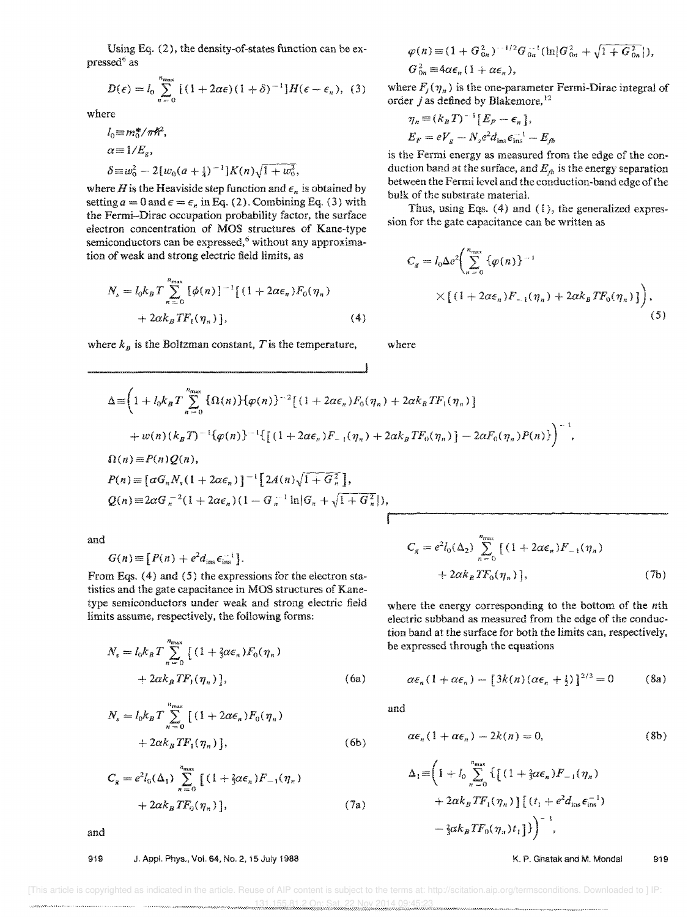Using Eq. (2), the density-of-states function can be expressed[6] as

$$D(\epsilon) = l_0 \sum_{n=0}^{n_{\max}} [(1+2\alpha\epsilon)(1+\delta)^{-1}] H(\epsilon - \epsilon_n), \quad (3)$$

where

$l_0 \equiv m_0^* / \pi\hbar^2$,

$\alpha \equiv 1/E_g$,

$\delta \equiv w_0^2 - 2[w_0(a+\frac{1}{4})^{-1}]K(n)\sqrt{1+w_0^2}$,

where $H$ is the Heaviside step function and $\epsilon_n$ is obtained by setting $a=0$ and $\epsilon = \epsilon_n$ in Eq. (2). Combining Eq. (3) with the Fermi–Dirac occupation probability factor, the surface electron concentration of MOS structures of Kane-type semiconductors can be expressed,[6] without any approximation of weak and strong electric field limits, as

$$N_s = l_0 k_B T \sum_{n=0}^{n_{\max}} [\phi(n)]^{-1} [(1+2\alpha\epsilon_n) F_0(\eta_n) + 2\alpha k_B T F_1(\eta_n)], \quad (4)$$

where $k_B$ is the Boltzman constant, $T$ is the temperature,

$\varphi(n) \equiv (1+G_{0n}^2)^{-1/2} G_{0n}^{-1} (\ln|G_{0n}^2 + \sqrt{1+G_{0n}^2}|)$,

$G_{0n}^2 \equiv 4\alpha\epsilon_n(1+\alpha\epsilon_n)$,

where $F_j(\eta_n)$ is the one-parameter Fermi-Dirac integral of order $j$ as defined by Blakemore,[12]

$\eta_n \equiv (k_B T)^{-1}[E_F - \epsilon_n]$,

$E_F = eV_g - N_s e^2 d_{\text{ins}} \epsilon_{\text{ins}}^{-1} - E_{fb}$

is the Fermi energy as measured from the edge of the conduction band at the surface, and $E_{fb}$ is the energy separation between the Fermi level and the conduction-band edge of the bulk of the substrate material.

Thus, using Eqs. (4) and (1), the generalized expression for the gate capacitance can be written as

$$C_g = l_0 \Delta e^2 \left( \sum_{n=0}^{n_{\max}} \{\varphi(n)\}^{-1} \times [(1+2\alpha\epsilon_n) F_{-1}(\eta_n) + 2\alpha k_B T F_0(\eta_n)] \right), \quad (5)$$

where

$$\Delta \equiv \left( 1 + l_0 k_B T \sum_{n=0}^{n_{\max}} \{\Omega(n)\}\{\varphi(n)\}^{-2} [(1+2\alpha\epsilon_n) F_0(\eta_n) + 2\alpha k_B T F_1(\eta_n)] + w(n)(k_B T)^{-1} \{\varphi(n)\}^{-1} \{[(1+2\alpha\epsilon_n) F_{-1}(\eta_n) + 2\alpha k_B T F_0(\eta_n)] - 2\alpha F_0(\eta_n) P(n)\} \right)^{-1},$$

$\Omega(n) \equiv P(n) Q(n)$,

$P(n) \equiv [\alpha G_n N_s (1+2\alpha\epsilon_n)]^{-1} [2A(n)\sqrt{1+G_n^2}]$,

$Q(n) \equiv 2\alpha G_n^{-2} (1+2\alpha\epsilon_n)(1 - G_n^{-1} \ln|G_n + \sqrt{1+G_n^2}|)$,

and

$G(n) \equiv [P(n) + e^2 d_{\text{ins}} \epsilon_{\text{ins}}^{-1}]$.

From Eqs. (4) and (5) the expressions for the electron statistics and the gate capacitance in MOS structures of Kane-type semiconductors under weak and strong electric field limits assume, respectively, the following forms:

$$N_s = l_0 k_B T \sum_{n=0}^{n_{\max}} [(1+\tfrac{3}{2}\alpha\epsilon_n) F_0(\eta_n) + 2\alpha k_B T F_1(\eta_n)], \quad (6a)$$

$$N_s = l_0 k_B T \sum_{n=0}^{n_{\max}} [(1+2\alpha\epsilon_n) F_0(\eta_n) + 2\alpha k_B T F_1(\eta_n)], \quad (6b)$$

$$C_g = e^2 l_0 (\Delta_1) \sum_{n=0}^{n_{\max}} [(1+\tfrac{3}{2}\alpha\epsilon_n) F_{-1}(\eta_n) + 2\alpha k_B T F_0(\eta_n)], \quad (7a)$$

and

$$C_g = e^2 l_0 (\Delta_2) \sum_{n=0}^{n_{\max}} [(1+2\alpha\epsilon_n) F_{-1}(\eta_n) + 2\alpha k_B T F_0(\eta_n)], \quad (7b)$$

where the energy corresponding to the bottom of the $n$th electric subband as measured from the edge of the conduction band at the surface for both the limits can, respectively, be expressed through the equations

$$\alpha\epsilon_n(1+\alpha\epsilon_n) - [3k(n)(\alpha\epsilon_n + \tfrac{1}{2})]^{2/3} = 0 \quad (8a)$$

and

$$\alpha\epsilon_n(1+\alpha\epsilon_n) - 2k(n) = 0, \quad (8b)$$

$$\Delta_1 \equiv \left( 1 + l_0 \sum_{n=0}^{n_{\max}} \{[(1+\tfrac{3}{2}\alpha\epsilon_n) F_{-1}(\eta_n) + 2\alpha k_B T F_1(\eta_n)][(t_1 + e^2 d_{\text{ins}} \epsilon_{\text{ins}}^{-1}) - \tfrac{3}{2}\alpha k_B T F_0(\eta_n) t_1]\} \right)^{-1},$$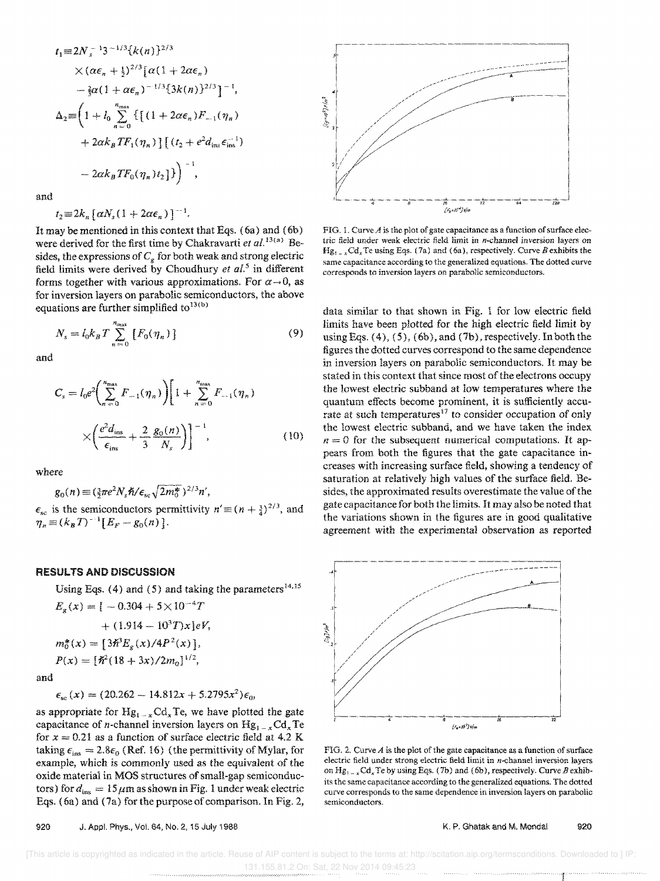$$t_1 \equiv 2N_s^{-1}3^{-1/3}\{k(n)\}^{2/3}$$
$$\times(\alpha\epsilon_n + \tfrac{1}{2})^{2/3}[\alpha(1+2\alpha\epsilon_n)$$
$$-\tfrac{2}{3}\alpha(1+\alpha\epsilon_n)^{-1/3}\{3k(n)\}^{2/3}]^{-1},$$

$$\Delta_2 \equiv \left(1 + l_0 \sum_{n=0}^{n_{\max}} \{[(1+2\alpha\epsilon_n)F_{-1}(\eta_n) + 2\alpha k_B T F_1(\eta_n)][(t_2 + e^2 d_{\text{ins}}\epsilon_{\text{ins}}^{-1}) - 2\alpha k_B T F_0(\eta_n) t_2]\}\right)^{-1},$$

and

$$t_2 \equiv 2k_n[\alpha N_s(1+2\alpha\epsilon_n)]^{-1}.$$

It may be mentioned in this context that Eqs. (6a) and (6b) were derived for the first time by Chakravarti *et al.*[13(a)] Besides, the expressions of $C_g$ for both weak and strong electric field limits were derived by Choudhury *et al.*[5] in different forms together with various approximations. For $\alpha \to 0$, as for inversion layers on parabolic semiconductors, the above equations are further simplified to[13(b)]

$$N_s = l_0 k_B T \sum_{n=0}^{n_{\max}} [F_0(\eta_n)] \tag{9}$$

and

$$C_s = l_0 e^2 \left(\sum_{n=0}^{n_{\max}} F_{-1}(\eta_n)\right)\left[1 + \sum_{n=0}^{n_{\max}} F_{-1}(\eta_n) \times \left(\frac{e^2 d_{\text{ins}}}{\epsilon_{\text{ins}}} + \frac{2}{3}\frac{g_0(n)}{N_s}\right)\right]^{-1}, \tag{10}$$

where

$$g_0(n) \equiv (\tfrac{3}{2}\pi e^2 N_s \hbar/\epsilon_{sc}\sqrt{2m_0^*})^{2/3} n',$$

$\epsilon_{sc}$ is the semiconductors permittivity $n' \equiv (n+\frac{3}{4})^{2/3}$, and $\eta_n \equiv (k_B T)^{-1}[E_F - g_0(n)]$.

## RESULTS AND DISCUSSION

Using Eqs. (4) and (5) and taking the parameters[14,15]

$$E_g(x) = [-0.304 + 5\times10^{-4}T + (1.914 - 10^3 T)x]\,eV,$$
$$m_0^*(x) = [3\hbar^2 E_g(x)/4P^2(x)],$$
$$P(x) = [\hbar^2(18+3x)/2m_0]^{1/2},$$

and

$$\epsilon_{sc}(x) = (20.262 - 14.812x + 5.2795x^2)\epsilon_0,$$

as appropriate for $Hg_{1-x}Cd_xTe$, we have plotted the gate capacitance of *n*-channel inversion layers on $Hg_{1-x}Cd_xTe$ for $x = 0.21$ as a function of surface electric field at 4.2 K taking $\epsilon_{\text{ins}} = 2.8\epsilon_0$ (Ref. 16) (the permittivity of Mylar, for example, which is commonly used as the equivalent of the oxide material in MOS structures of small-gap semiconductors) for $d_{\text{ins}} = 15\,\mu$m as shown in Fig. 1 under weak electric Eqs. (6a) and (7a) for the purpose of comparison. In Fig. 2, data similar to that shown in Fig. 1 for low electric field limits have been plotted for the high electric field limit by using Eqs. (4), (5), (6b), and (7b), respectively. In both the figures the dotted curves correspond to the same dependence in inversion layers on parabolic semiconductors. It may be stated in this context that since most of the electrons occupy the lowest electric subband at low temperatures where the quantum effects become prominent, it is sufficiently accurate at such temperatures[17] to consider occupation of only the lowest electric subband, and we have taken the index $n = 0$ for the subsequent numerical computations. It appears from both the figures that the gate capacitance increases with increasing surface field, showing a tendency of saturation at relatively high values of the surface field. Besides, the approximated results overestimate the value of the gate capacitance for both the limits. It may also be noted that the variations shown in the figures are in good qualitative agreement with the experimental observation as reported

FIG. 1. Curve *A* is the plot of gate capacitance as a function of surface electric field under weak electric field limit in *n*-channel inversion layers on $Hg_{1-x}Cd_xTe$ using Eqs. (7a) and (6a), respectively. Curve *B* exhibits the same capacitance according to the generalized equations. The dotted curve corresponds to inversion layers on parabolic semiconductors.

FIG. 2. Curve *A* is the plot of the gate capacitance as a function of surface electric field under strong electric field limit in *n*-channel inversion layers on $Hg_{1-x}Cd_xTe$ by using Eqs. (7b) and (6b), respectively. Curve *B* exhibits the same capacitance according to the generalized equations. The dotted curve corresponds to the same dependence in inversion layers on parabolic semiconductors.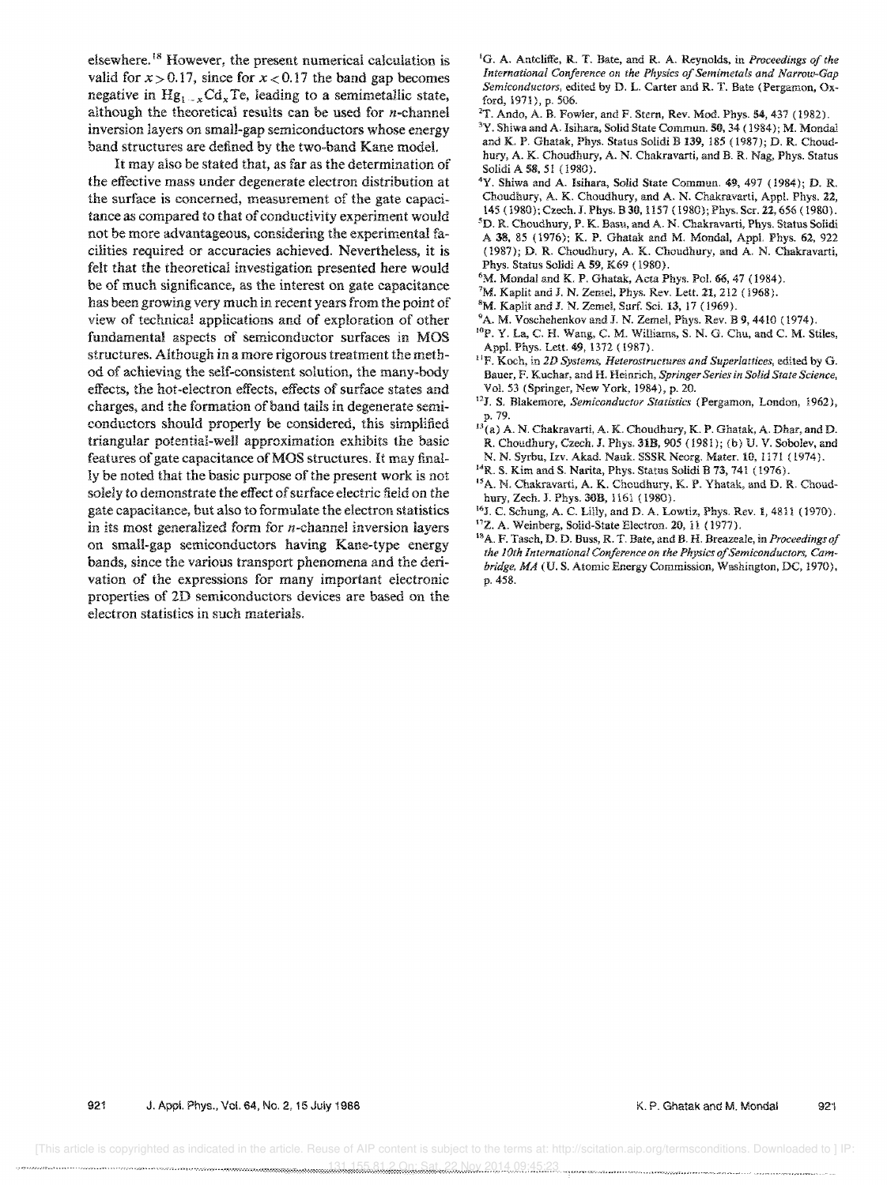elsewhere.[18] However, the present numerical calculation is valid for $x > 0.17$, since for $x < 0.17$ the band gap becomes negative in $Hg_{1-x}Cd_xTe$, leading to a semimetallic state, although the theoretical results can be used for $n$-channel inversion layers on small-gap semiconductors whose energy band structures are defined by the two-band Kane model.

It may also be stated that, as far as the determination of the effective mass under degenerate electron distribution at the surface is concerned, measurement of the gate capacitance as compared to that of conductivity experiment would not be more advantageous, considering the experimental facilities required or accuracies achieved. Nevertheless, it is felt that the theoretical investigation presented here would be of much significance, as the interest on gate capacitance has been growing very much in recent years from the point of view of technical applications and of exploration of other fundamental aspects of semiconductor surfaces in MOS structures. Although in a more rigorous treatment the method of achieving the self-consistent solution, the many-body effects, the hot-electron effects, effects of surface states and charges, and the formation of band tails in degenerate semiconductors should properly be considered, this simplified triangular potential-well approximation exhibits the basic features of gate capacitance of MOS structures. It may finally be noted that the basic purpose of the present work is not solely to demonstrate the effect of surface electric field on the gate capacitance, but also to formulate the electron statistics in its most generalized form for $n$-channel inversion layers on small-gap semiconductors having Kane-type energy bands, since the various transport phenomena and the derivation of the expressions for many important electronic properties of 2D semiconductors devices are based on the electron statistics in such materials.

[1] G. A. Antcliffe, R. T. Bate, and R. A. Reynolds, in *Proceedings of the International Conference on the Physics of Semimetals and Narrow-Gap Semiconductors*, edited by D. L. Carter and R. T. Bate (Pergamon, Oxford, 1971), p. 506.

[2] T. Ando, A. B. Fowler, and F. Stern, Rev. Mod. Phys. **54**, 437 (1982).

[3] Y. Shiwa and A. Isihara, Solid State Commun. **50**, 34 (1984); M. Mondal and K. P. Ghatak, Phys. Status Solidi B **139**, 185 (1987); D. R. Choudhury, A. K. Choudhury, A. N. Chakravarti, and B. R. Nag, Phys. Status Solidi A **58**, 51 (1980).

[4] Y. Shiwa and A. Isihara, Solid State Commun. **49**, 497 (1984); D. R. Choudhury, A. K. Choudhury, and A. N. Chakravarti, Appl. Phys. **22**, 145 (1980); Czech. J. Phys. B **30**, 1157 (1980); Phys. Scr. **22**, 656 (1980).

[5] D. R. Choudhury, P. K. Basu, and A. N. Chakravarti, Phys. Status Solidi A **38**, 85 (1976); K. P. Ghatak and M. Mondal, Appl. Phys. **62**, 922 (1987); D. R. Choudhury, A. K. Choudhury, and A. N. Chakravarti, Phys. Status Solidi A **59**, K69 (1980).

[6] M. Mondal and K. P. Ghatak, Acta Phys. Pol. **66**, 47 (1984).

[7] M. Kaplit and J. N. Zemel, Phys. Rev. Lett. **21**, 212 (1968).

[8] M. Kaplit and J. N. Zemel, Surf. Sci. **13**, 17 (1969).

[9] A. M. Voschehenkov and J. N. Zemel, Phys. Rev. B **9**, 4410 (1974).

[10] P. Y. Lu, C. H. Wang, C. M. Williams, S. N. G. Chu, and C. M. Stiles, Appl. Phys. Lett. **49**, 1372 (1987).

[11] F. Koch, in *2D Systems, Heterostructures and Superlattices*, edited by G. Bauer, F. Kuchar, and H. Heinrich, *Springer Series in Solid State Science*, Vol. 53 (Springer, New York, 1984), p. 20.

[12] J. S. Blakemore, *Semiconductor Statistics* (Pergamon, London, 1962), p. 79.

[13] (a) A. N. Chakravarti, A. K. Choudhury, K. P. Ghatak, A. Dhar, and D. R. Choudhury, Czech. J. Phys. **31B**, 905 (1981); (b) U. V. Sobolev, and N. N. Syrbu, Izv. Akad. Nauk. SSSR Neorg. Mater. **10**, 1171 (1974).

[14] R. S. Kim and S. Narita, Phys. Status Solidi B **73**, 741 (1976).

[15] A. N. Chakravarti, A. K. Choudhury, K. P. Yhatak, and D. R. Choudhury, Zech. J. Phys. **30B**, 1161 (1980).

[16] J. C. Schung, A. C. Lilly, and D. A. Lowtiz, Phys. Rev. **1**, 4811 (1970).

[17] Z. A. Weinberg, Solid-State Electron. **20**, 11 (1977).

[18] A. F. Tasch, D. D. Buss, R. T. Bate, and B. H. Breazeale, in *Proceedings of the 10th International Conference on the Physics of Semiconductors, Cambridge, MA* (U. S. Atomic Energy Commission, Washington, DC, 1970), p. 458.